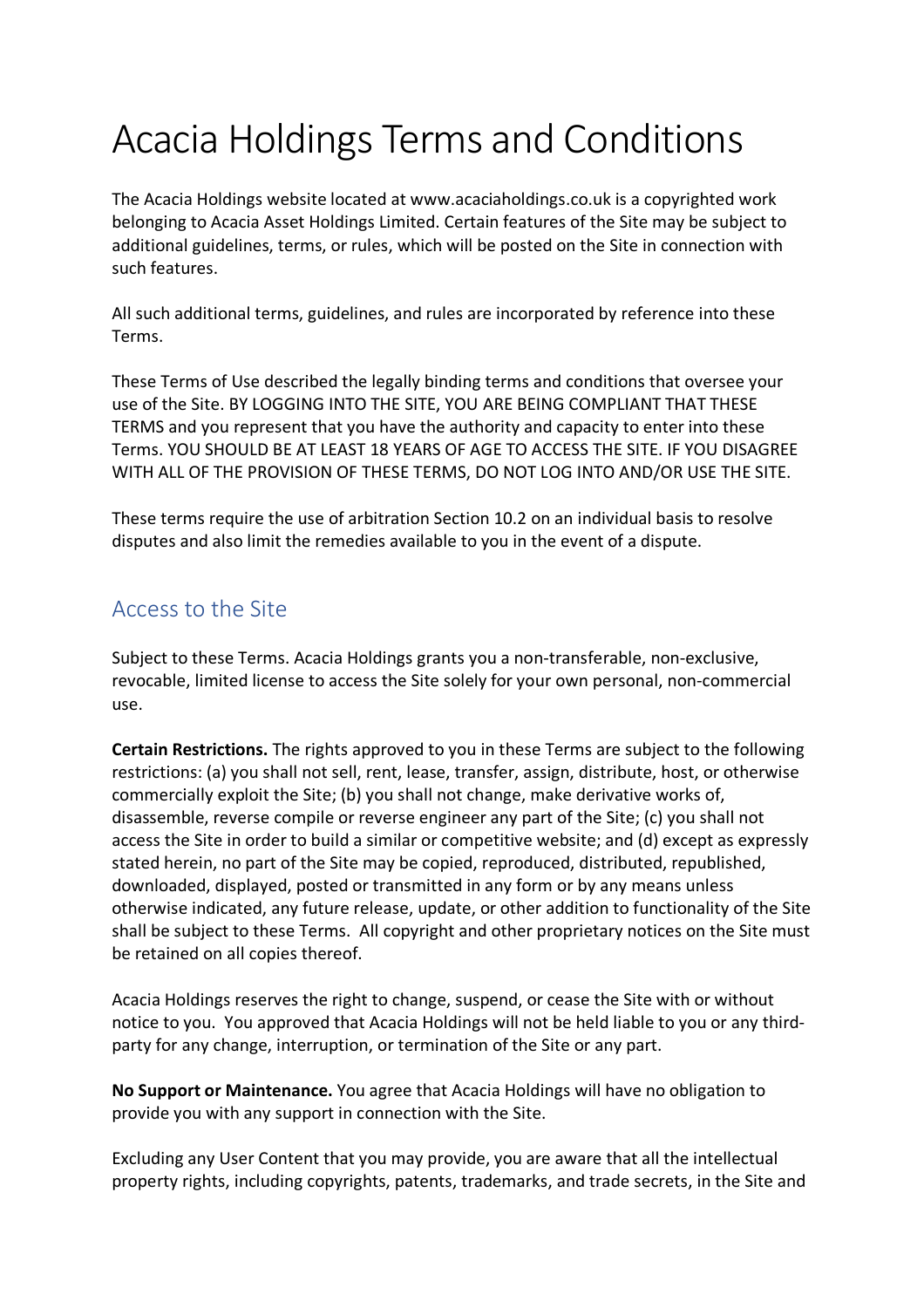# Acacia Holdings Terms and Conditions

The Acacia Holdings website located at www.acaciaholdings.co.uk is a copyrighted work belonging to Acacia Asset Holdings Limited. Certain features of the Site may be subject to additional guidelines, terms, or rules, which will be posted on the Site in connection with such features.

All such additional terms, guidelines, and rules are incorporated by reference into these Terms.

These Terms of Use described the legally binding terms and conditions that oversee your use of the Site. BY LOGGING INTO THE SITE, YOU ARE BEING COMPLIANT THAT THESE TERMS and you represent that you have the authority and capacity to enter into these Terms. YOU SHOULD BE AT LEAST 18 YEARS OF AGE TO ACCESS THE SITE. IF YOU DISAGREE WITH ALL OF THE PROVISION OF THESE TERMS, DO NOT LOG INTO AND/OR USE THE SITE.

These terms require the use of arbitration Section 10.2 on an individual basis to resolve disputes and also limit the remedies available to you in the event of a dispute.

## Access to the Site

Subject to these Terms. Acacia Holdings grants you a non-transferable, non-exclusive, revocable, limited license to access the Site solely for your own personal, non-commercial use.

**Certain Restrictions.** The rights approved to you in these Terms are subject to the following restrictions: (a) you shall not sell, rent, lease, transfer, assign, distribute, host, or otherwise commercially exploit the Site; (b) you shall not change, make derivative works of, disassemble, reverse compile or reverse engineer any part of the Site; (c) you shall not access the Site in order to build a similar or competitive website; and (d) except as expressly stated herein, no part of the Site may be copied, reproduced, distributed, republished, downloaded, displayed, posted or transmitted in any form or by any means unless otherwise indicated, any future release, update, or other addition to functionality of the Site shall be subject to these Terms. All copyright and other proprietary notices on the Site must be retained on all copies thereof.

Acacia Holdings reserves the right to change, suspend, or cease the Site with or without notice to you. You approved that Acacia Holdings will not be held liable to you or any third-party for any change, interruption, or termination of the Site or any part.

**No Support or Maintenance.** You agree that Acacia Holdings will have no obligation to provide you with any support in connection with the Site.

Excluding any User Content that you may provide, you are aware that all the intellectual property rights, including copyrights, patents, trademarks, and trade secrets, in the Site and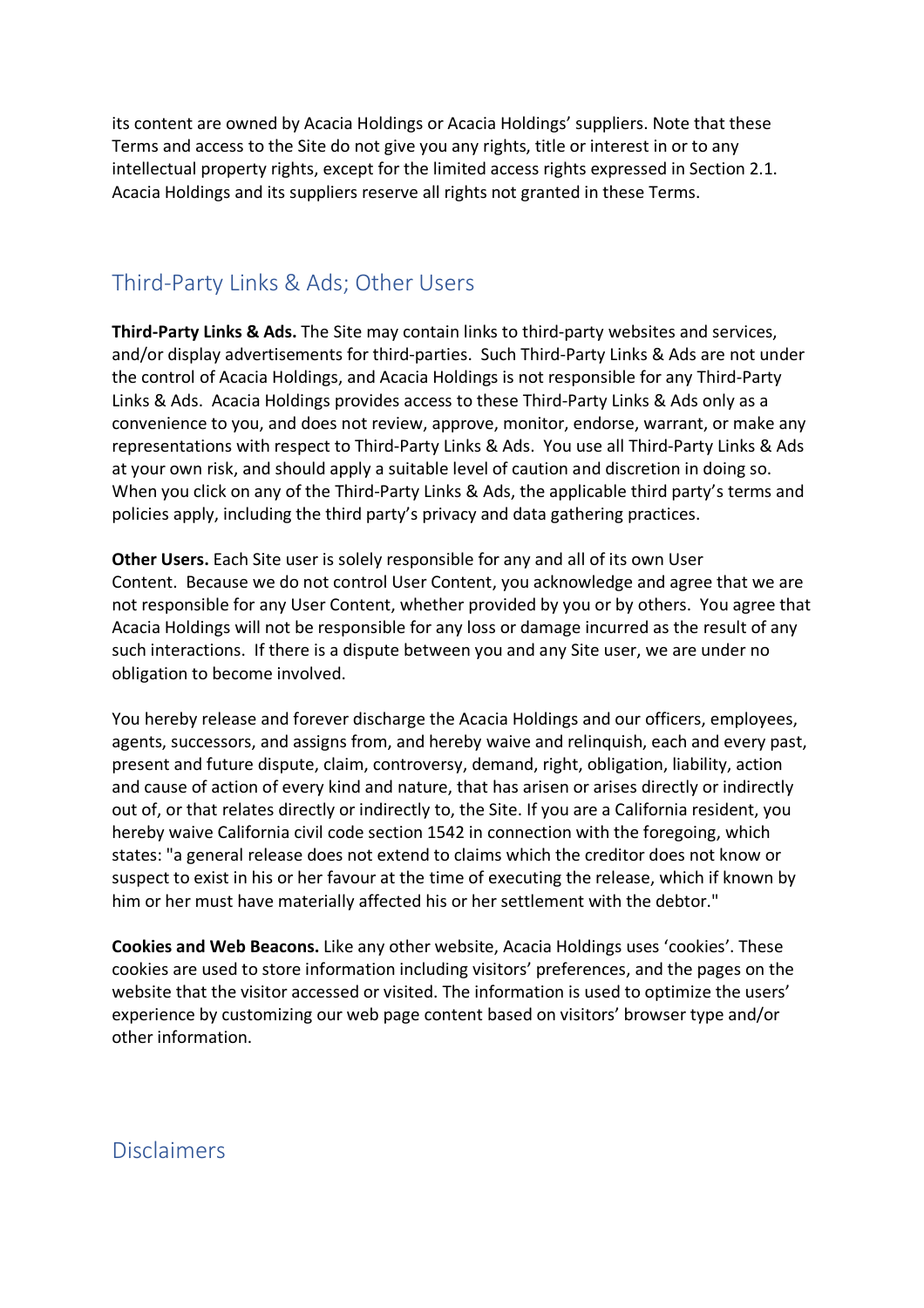its content are owned by Acacia Holdings or Acacia Holdings' suppliers. Note that these Terms and access to the Site do not give you any rights, title or interest in or to any intellectual property rights, except for the limited access rights expressed in Section 2.1. Acacia Holdings and its suppliers reserve all rights not granted in these Terms.

## Third-Party Links & Ads; Other Users

**Third-Party Links & Ads.** The Site may contain links to third-party websites and services, and/or display advertisements for third-parties. Such Third-Party Links & Ads are not under the control of Acacia Holdings, and Acacia Holdings is not responsible for any Third-Party Links & Ads. Acacia Holdings provides access to these Third-Party Links & Ads only as a convenience to you, and does not review, approve, monitor, endorse, warrant, or make any representations with respect to Third-Party Links & Ads. You use all Third-Party Links & Ads at your own risk, and should apply a suitable level of caution and discretion in doing so. When you click on any of the Third-Party Links & Ads, the applicable third party's terms and policies apply, including the third party's privacy and data gathering practices.

**Other Users.** Each Site user is solely responsible for any and all of its own User Content. Because we do not control User Content, you acknowledge and agree that we are not responsible for any User Content, whether provided by you or by others. You agree that Acacia Holdings will not be responsible for any loss or damage incurred as the result of any such interactions. If there is a dispute between you and any Site user, we are under no obligation to become involved.

You hereby release and forever discharge the Acacia Holdings and our officers, employees, agents, successors, and assigns from, and hereby waive and relinquish, each and every past, present and future dispute, claim, controversy, demand, right, obligation, liability, action and cause of action of every kind and nature, that has arisen or arises directly or indirectly out of, or that relates directly or indirectly to, the Site. If you are a California resident, you hereby waive California civil code section 1542 in connection with the foregoing, which states: "a general release does not extend to claims which the creditor does not know or suspect to exist in his or her favour at the time of executing the release, which if known by him or her must have materially affected his or her settlement with the debtor."

**Cookies and Web Beacons.** Like any other website, Acacia Holdings uses 'cookies'. These cookies are used to store information including visitors' preferences, and the pages on the website that the visitor accessed or visited. The information is used to optimize the users' experience by customizing our web page content based on visitors' browser type and/or other information.

## Disclaimers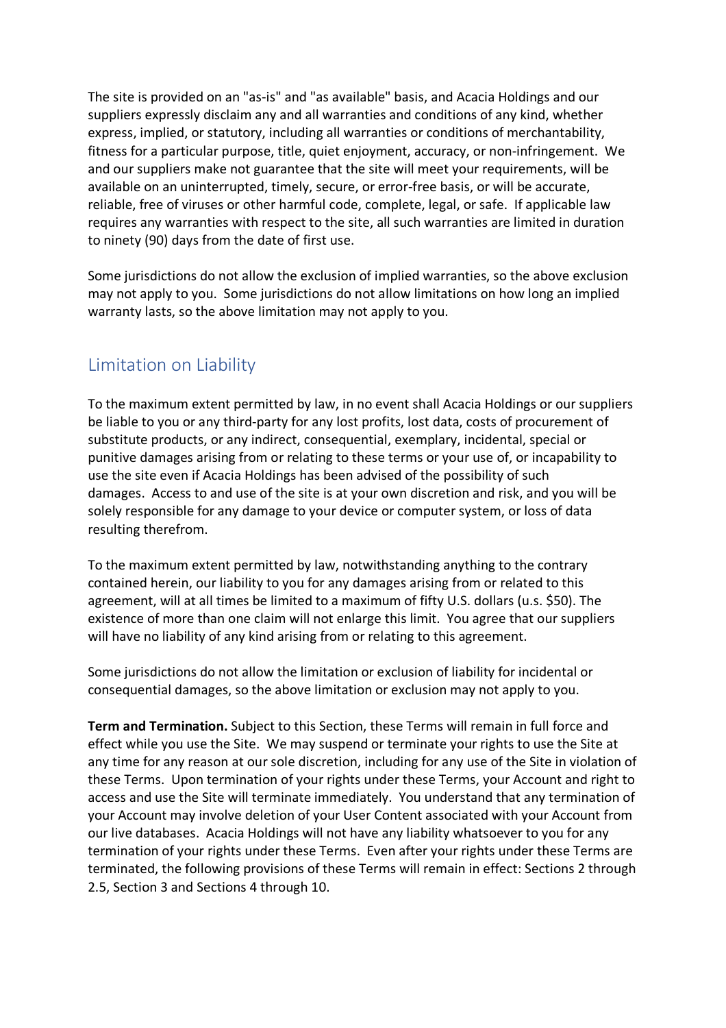The site is provided on an "as-is" and "as available" basis, and Acacia Holdings and our suppliers expressly disclaim any and all warranties and conditions of any kind, whether express, implied, or statutory, including all warranties or conditions of merchantability, fitness for a particular purpose, title, quiet enjoyment, accuracy, or non-infringement. We and our suppliers make not guarantee that the site will meet your requirements, will be available on an uninterrupted, timely, secure, or error-free basis, or will be accurate, reliable, free of viruses or other harmful code, complete, legal, or safe. If applicable law requires any warranties with respect to the site, all such warranties are limited in duration to ninety (90) days from the date of first use.

Some jurisdictions do not allow the exclusion of implied warranties, so the above exclusion may not apply to you. Some jurisdictions do not allow limitations on how long an implied warranty lasts, so the above limitation may not apply to you.

## Limitation on Liability

To the maximum extent permitted by law, in no event shall Acacia Holdings or our suppliers be liable to you or any third-party for any lost profits, lost data, costs of procurement of substitute products, or any indirect, consequential, exemplary, incidental, special or punitive damages arising from or relating to these terms or your use of, or incapability to use the site even if Acacia Holdings has been advised of the possibility of such damages. Access to and use of the site is at your own discretion and risk, and you will be solely responsible for any damage to your device or computer system, or loss of data resulting therefrom.

To the maximum extent permitted by law, notwithstanding anything to the contrary contained herein, our liability to you for any damages arising from or related to this agreement, will at all times be limited to a maximum of fifty U.S. dollars (u.s. $50). The existence of more than one claim will not enlarge this limit. You agree that our suppliers will have no liability of any kind arising from or relating to this agreement.

Some jurisdictions do not allow the limitation or exclusion of liability for incidental or consequential damages, so the above limitation or exclusion may not apply to you.

**Term and Termination.** Subject to this Section, these Terms will remain in full force and effect while you use the Site. We may suspend or terminate your rights to use the Site at any time for any reason at our sole discretion, including for any use of the Site in violation of these Terms. Upon termination of your rights under these Terms, your Account and right to access and use the Site will terminate immediately. You understand that any termination of your Account may involve deletion of your User Content associated with your Account from our live databases. Acacia Holdings will not have any liability whatsoever to you for any termination of your rights under these Terms. Even after your rights under these Terms are terminated, the following provisions of these Terms will remain in effect: Sections 2 through 2.5, Section 3 and Sections 4 through 10.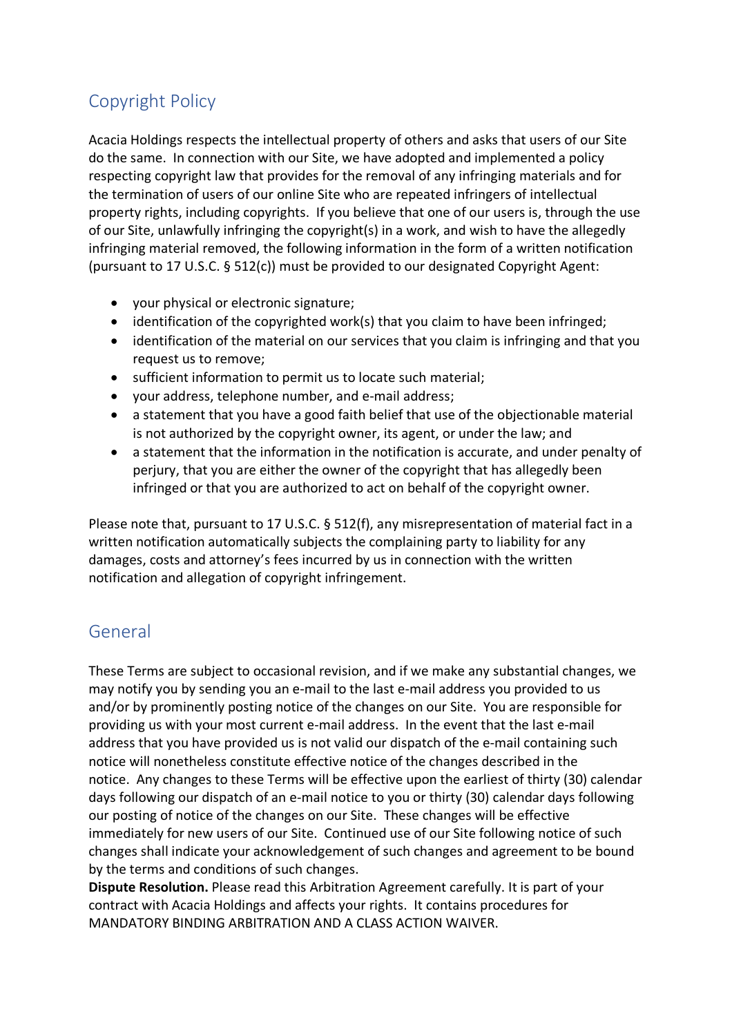## Copyright Policy

Acacia Holdings respects the intellectual property of others and asks that users of our Site do the same. In connection with our Site, we have adopted and implemented a policy respecting copyright law that provides for the removal of any infringing materials and for the termination of users of our online Site who are repeated infringers of intellectual property rights, including copyrights. If you believe that one of our users is, through the use of our Site, unlawfully infringing the copyright(s) in a work, and wish to have the allegedly infringing material removed, the following information in the form of a written notification (pursuant to 17 U.S.C. § 512(c)) must be provided to our designated Copyright Agent:

- your physical or electronic signature;
- identification of the copyrighted work(s) that you claim to have been infringed;
- identification of the material on our services that you claim is infringing and that you request us to remove;
- sufficient information to permit us to locate such material;
- your address, telephone number, and e-mail address;
- a statement that you have a good faith belief that use of the objectionable material is not authorized by the copyright owner, its agent, or under the law; and
- a statement that the information in the notification is accurate, and under penalty of perjury, that you are either the owner of the copyright that has allegedly been infringed or that you are authorized to act on behalf of the copyright owner.

Please note that, pursuant to 17 U.S.C. § 512(f), any misrepresentation of material fact in a written notification automatically subjects the complaining party to liability for any damages, costs and attorney's fees incurred by us in connection with the written notification and allegation of copyright infringement.

## General

These Terms are subject to occasional revision, and if we make any substantial changes, we may notify you by sending you an e-mail to the last e-mail address you provided to us and/or by prominently posting notice of the changes on our Site. You are responsible for providing us with your most current e-mail address. In the event that the last e-mail address that you have provided us is not valid our dispatch of the e-mail containing such notice will nonetheless constitute effective notice of the changes described in the notice. Any changes to these Terms will be effective upon the earliest of thirty (30) calendar days following our dispatch of an e-mail notice to you or thirty (30) calendar days following our posting of notice of the changes on our Site. These changes will be effective immediately for new users of our Site. Continued use of our Site following notice of such changes shall indicate your acknowledgement of such changes and agreement to be bound by the terms and conditions of such changes.

**Dispute Resolution.** Please read this Arbitration Agreement carefully. It is part of your contract with Acacia Holdings and affects your rights. It contains procedures for MANDATORY BINDING ARBITRATION AND A CLASS ACTION WAIVER.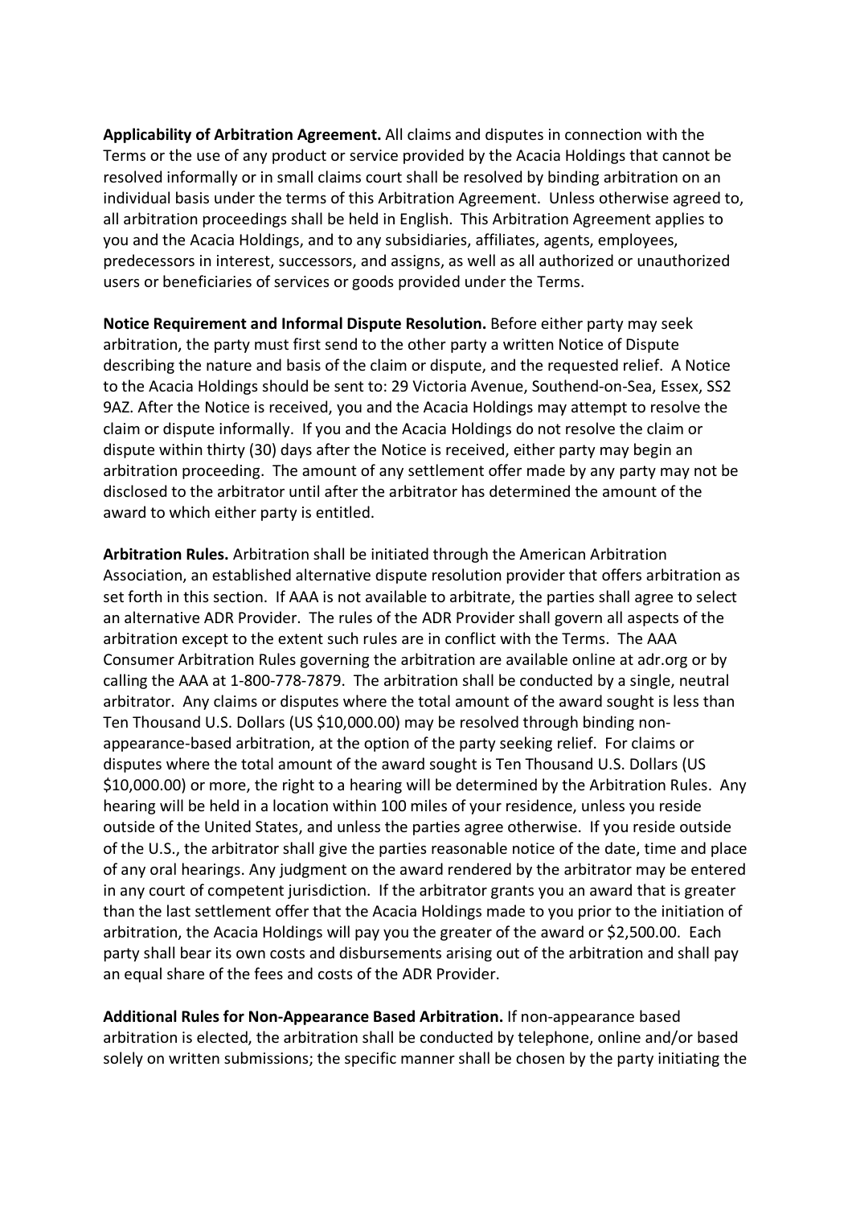**Applicability of Arbitration Agreement.** All claims and disputes in connection with the Terms or the use of any product or service provided by the Acacia Holdings that cannot be resolved informally or in small claims court shall be resolved by binding arbitration on an individual basis under the terms of this Arbitration Agreement. Unless otherwise agreed to, all arbitration proceedings shall be held in English. This Arbitration Agreement applies to you and the Acacia Holdings, and to any subsidiaries, affiliates, agents, employees, predecessors in interest, successors, and assigns, as well as all authorized or unauthorized users or beneficiaries of services or goods provided under the Terms.

**Notice Requirement and Informal Dispute Resolution.** Before either party may seek arbitration, the party must first send to the other party a written Notice of Dispute describing the nature and basis of the claim or dispute, and the requested relief. A Notice to the Acacia Holdings should be sent to: 29 Victoria Avenue, Southend-on-Sea, Essex, SS2 9AZ. After the Notice is received, you and the Acacia Holdings may attempt to resolve the claim or dispute informally. If you and the Acacia Holdings do not resolve the claim or dispute within thirty (30) days after the Notice is received, either party may begin an arbitration proceeding. The amount of any settlement offer made by any party may not be disclosed to the arbitrator until after the arbitrator has determined the amount of the award to which either party is entitled.

**Arbitration Rules.** Arbitration shall be initiated through the American Arbitration Association, an established alternative dispute resolution provider that offers arbitration as set forth in this section. If AAA is not available to arbitrate, the parties shall agree to select an alternative ADR Provider. The rules of the ADR Provider shall govern all aspects of the arbitration except to the extent such rules are in conflict with the Terms. The AAA Consumer Arbitration Rules governing the arbitration are available online at adr.org or by calling the AAA at 1-800-778-7879. The arbitration shall be conducted by a single, neutral arbitrator. Any claims or disputes where the total amount of the award sought is less than Ten Thousand U.S. Dollars (US $10,000.00) may be resolved through binding non-appearance-based arbitration, at the option of the party seeking relief. For claims or disputes where the total amount of the award sought is Ten Thousand U.S. Dollars (US $10,000.00) or more, the right to a hearing will be determined by the Arbitration Rules. Any hearing will be held in a location within 100 miles of your residence, unless you reside outside of the United States, and unless the parties agree otherwise. If you reside outside of the U.S., the arbitrator shall give the parties reasonable notice of the date, time and place of any oral hearings. Any judgment on the award rendered by the arbitrator may be entered in any court of competent jurisdiction. If the arbitrator grants you an award that is greater than the last settlement offer that the Acacia Holdings made to you prior to the initiation of arbitration, the Acacia Holdings will pay you the greater of the award or $2,500.00. Each party shall bear its own costs and disbursements arising out of the arbitration and shall pay an equal share of the fees and costs of the ADR Provider.

**Additional Rules for Non-Appearance Based Arbitration.** If non-appearance based arbitration is elected, the arbitration shall be conducted by telephone, online and/or based solely on written submissions; the specific manner shall be chosen by the party initiating the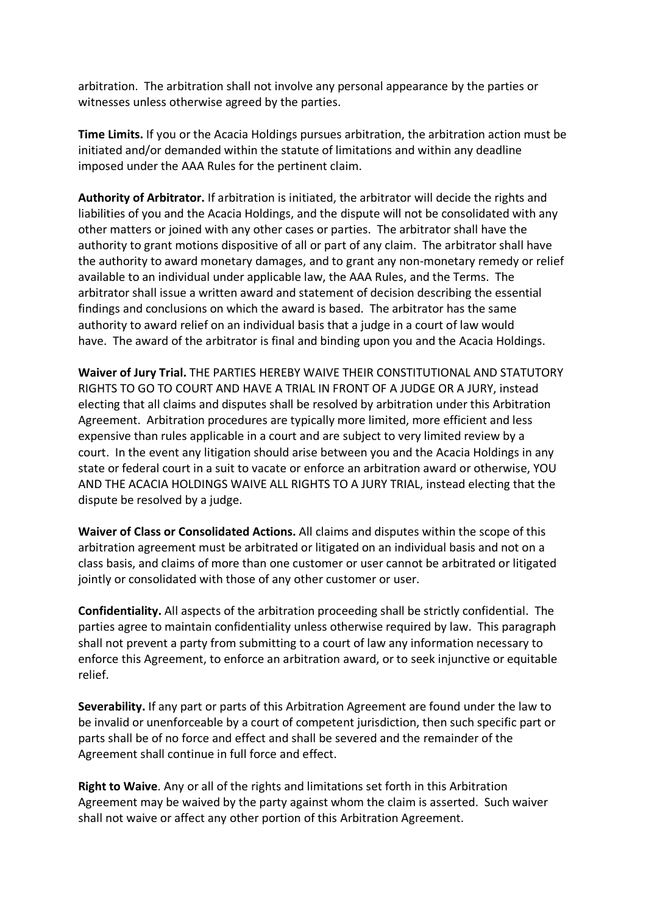arbitration. The arbitration shall not involve any personal appearance by the parties or witnesses unless otherwise agreed by the parties.

**Time Limits.** If you or the Acacia Holdings pursues arbitration, the arbitration action must be initiated and/or demanded within the statute of limitations and within any deadline imposed under the AAA Rules for the pertinent claim.

**Authority of Arbitrator.** If arbitration is initiated, the arbitrator will decide the rights and liabilities of you and the Acacia Holdings, and the dispute will not be consolidated with any other matters or joined with any other cases or parties. The arbitrator shall have the authority to grant motions dispositive of all or part of any claim. The arbitrator shall have the authority to award monetary damages, and to grant any non-monetary remedy or relief available to an individual under applicable law, the AAA Rules, and the Terms. The arbitrator shall issue a written award and statement of decision describing the essential findings and conclusions on which the award is based. The arbitrator has the same authority to award relief on an individual basis that a judge in a court of law would have. The award of the arbitrator is final and binding upon you and the Acacia Holdings.

**Waiver of Jury Trial.** THE PARTIES HEREBY WAIVE THEIR CONSTITUTIONAL AND STATUTORY RIGHTS TO GO TO COURT AND HAVE A TRIAL IN FRONT OF A JUDGE OR A JURY, instead electing that all claims and disputes shall be resolved by arbitration under this Arbitration Agreement. Arbitration procedures are typically more limited, more efficient and less expensive than rules applicable in a court and are subject to very limited review by a court. In the event any litigation should arise between you and the Acacia Holdings in any state or federal court in a suit to vacate or enforce an arbitration award or otherwise, YOU AND THE ACACIA HOLDINGS WAIVE ALL RIGHTS TO A JURY TRIAL, instead electing that the dispute be resolved by a judge.

**Waiver of Class or Consolidated Actions.** All claims and disputes within the scope of this arbitration agreement must be arbitrated or litigated on an individual basis and not on a class basis, and claims of more than one customer or user cannot be arbitrated or litigated jointly or consolidated with those of any other customer or user.

**Confidentiality.** All aspects of the arbitration proceeding shall be strictly confidential. The parties agree to maintain confidentiality unless otherwise required by law. This paragraph shall not prevent a party from submitting to a court of law any information necessary to enforce this Agreement, to enforce an arbitration award, or to seek injunctive or equitable relief.

**Severability.** If any part or parts of this Arbitration Agreement are found under the law to be invalid or unenforceable by a court of competent jurisdiction, then such specific part or parts shall be of no force and effect and shall be severed and the remainder of the Agreement shall continue in full force and effect.

**Right to Waive**. Any or all of the rights and limitations set forth in this Arbitration Agreement may be waived by the party against whom the claim is asserted. Such waiver shall not waive or affect any other portion of this Arbitration Agreement.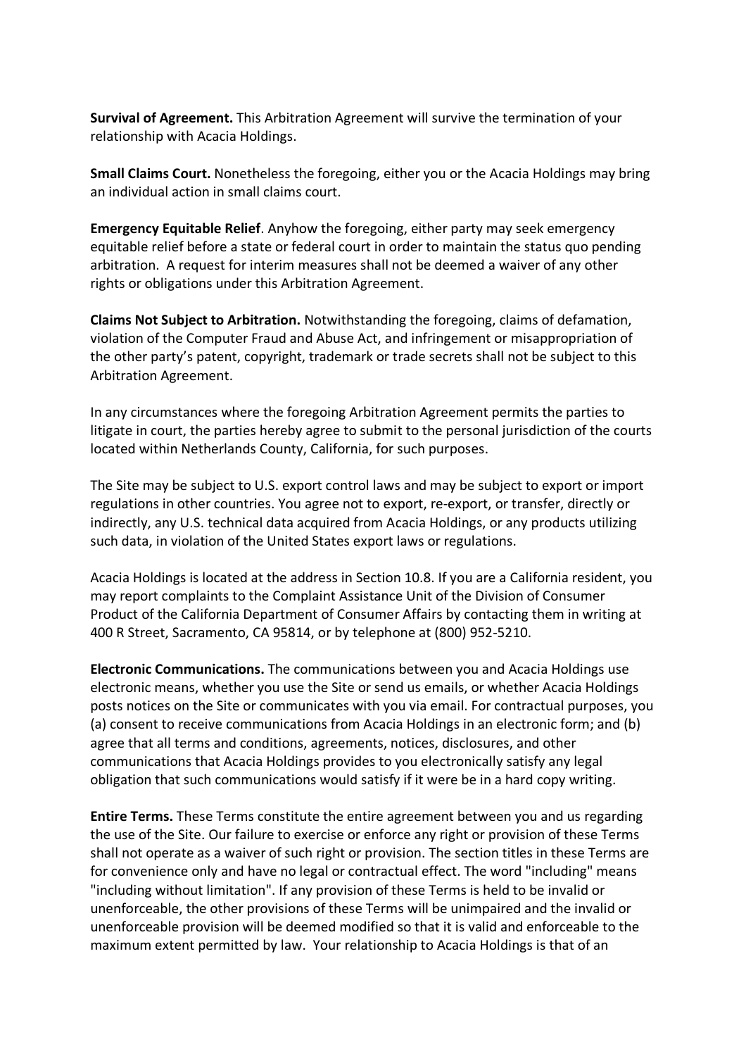**Survival of Agreement.** This Arbitration Agreement will survive the termination of your relationship with Acacia Holdings.

**Small Claims Court.** Nonetheless the foregoing, either you or the Acacia Holdings may bring an individual action in small claims court.

**Emergency Equitable Relief**. Anyhow the foregoing, either party may seek emergency equitable relief before a state or federal court in order to maintain the status quo pending arbitration. A request for interim measures shall not be deemed a waiver of any other rights or obligations under this Arbitration Agreement.

**Claims Not Subject to Arbitration.** Notwithstanding the foregoing, claims of defamation, violation of the Computer Fraud and Abuse Act, and infringement or misappropriation of the other party's patent, copyright, trademark or trade secrets shall not be subject to this Arbitration Agreement.

In any circumstances where the foregoing Arbitration Agreement permits the parties to litigate in court, the parties hereby agree to submit to the personal jurisdiction of the courts located within Netherlands County, California, for such purposes.

The Site may be subject to U.S. export control laws and may be subject to export or import regulations in other countries. You agree not to export, re-export, or transfer, directly or indirectly, any U.S. technical data acquired from Acacia Holdings, or any products utilizing such data, in violation of the United States export laws or regulations.

Acacia Holdings is located at the address in Section 10.8. If you are a California resident, you may report complaints to the Complaint Assistance Unit of the Division of Consumer Product of the California Department of Consumer Affairs by contacting them in writing at 400 R Street, Sacramento, CA 95814, or by telephone at (800) 952-5210.

**Electronic Communications.** The communications between you and Acacia Holdings use electronic means, whether you use the Site or send us emails, or whether Acacia Holdings posts notices on the Site or communicates with you via email. For contractual purposes, you (a) consent to receive communications from Acacia Holdings in an electronic form; and (b) agree that all terms and conditions, agreements, notices, disclosures, and other communications that Acacia Holdings provides to you electronically satisfy any legal obligation that such communications would satisfy if it were be in a hard copy writing.

**Entire Terms.** These Terms constitute the entire agreement between you and us regarding the use of the Site. Our failure to exercise or enforce any right or provision of these Terms shall not operate as a waiver of such right or provision. The section titles in these Terms are for convenience only and have no legal or contractual effect. The word "including" means "including without limitation". If any provision of these Terms is held to be invalid or unenforceable, the other provisions of these Terms will be unimpaired and the invalid or unenforceable provision will be deemed modified so that it is valid and enforceable to the maximum extent permitted by law. Your relationship to Acacia Holdings is that of an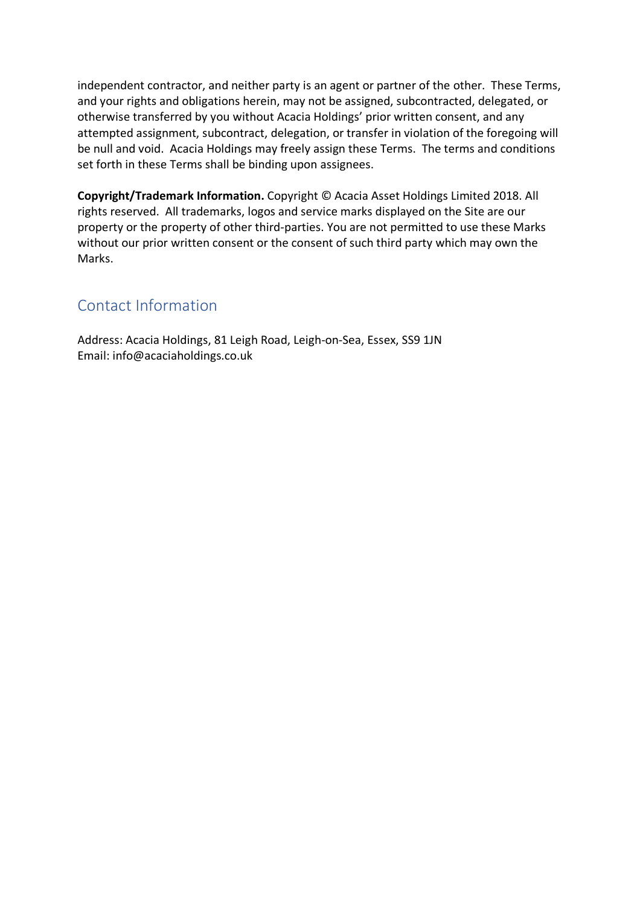independent contractor, and neither party is an agent or partner of the other. These Terms, and your rights and obligations herein, may not be assigned, subcontracted, delegated, or otherwise transferred by you without Acacia Holdings' prior written consent, and any attempted assignment, subcontract, delegation, or transfer in violation of the foregoing will be null and void. Acacia Holdings may freely assign these Terms. The terms and conditions set forth in these Terms shall be binding upon assignees.

**Copyright/Trademark Information.** Copyright © Acacia Asset Holdings Limited 2018. All rights reserved. All trademarks, logos and service marks displayed on the Site are our property or the property of other third-parties. You are not permitted to use these Marks without our prior written consent or the consent of such third party which may own the Marks.

## Contact Information

Address: Acacia Holdings, 81 Leigh Road, Leigh-on-Sea, Essex, SS9 1JN
Email: info@acaciaholdings.co.uk